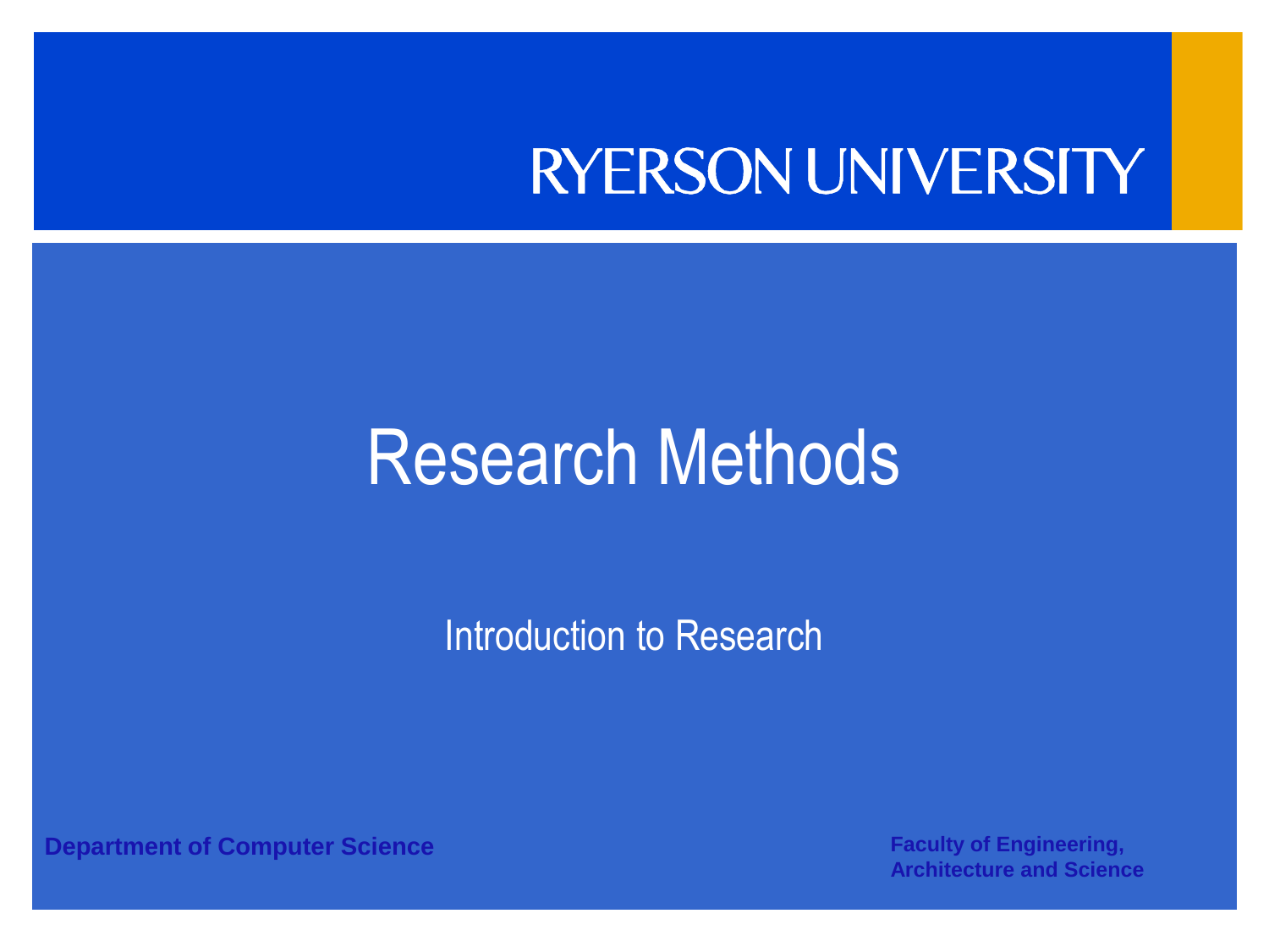RYERSON UNIVERSITY

# Research Methods

## Introduction to Research

**Department of Computer Science**

**Faculty of Engineering, Architecture and Science**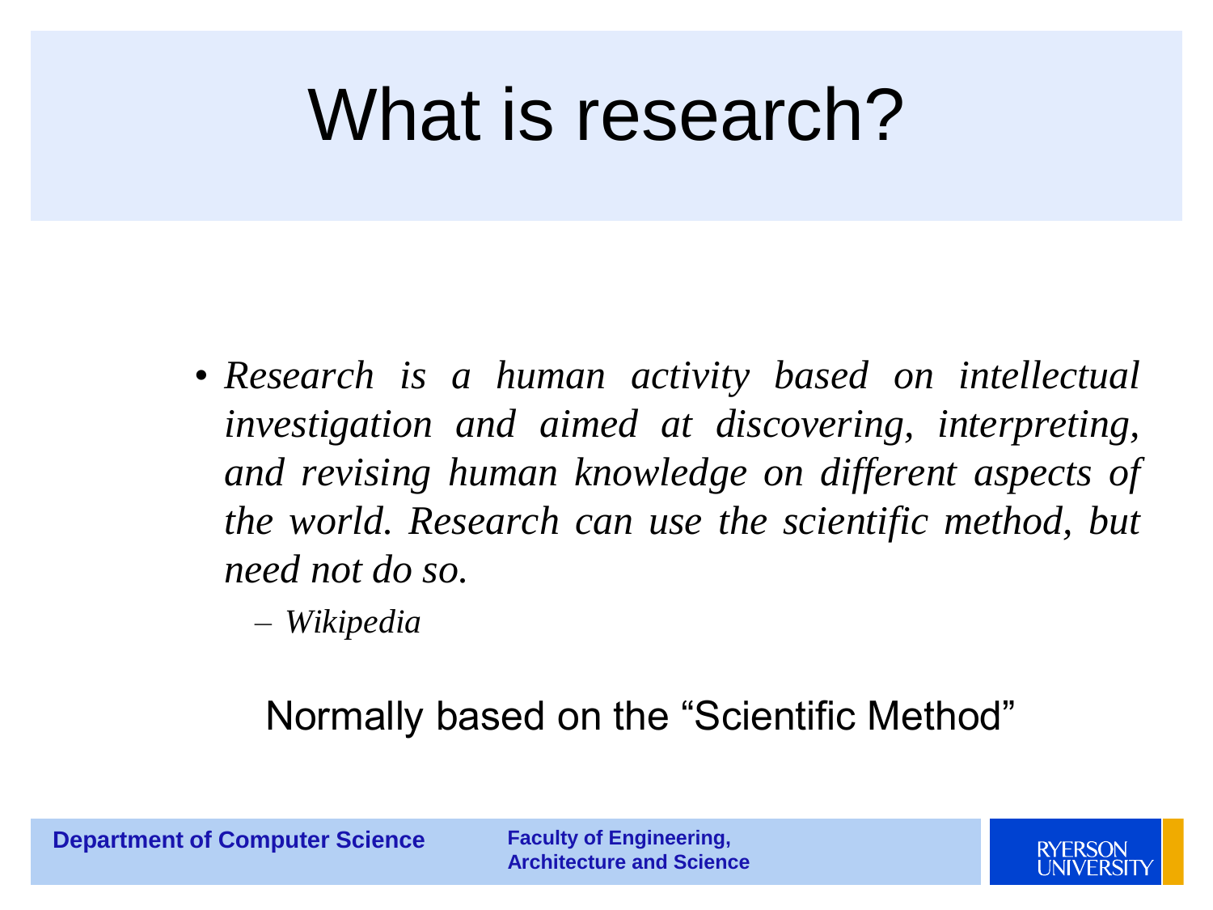# What is research?

- *Research is a human activity based on intellectual investigation and aimed at discovering, interpreting, and revising human knowledge on different aspects of the world. Research can use the scientific method, but need not do so.*
  - *Wikipedia*

Normally based on the "Scientific Method"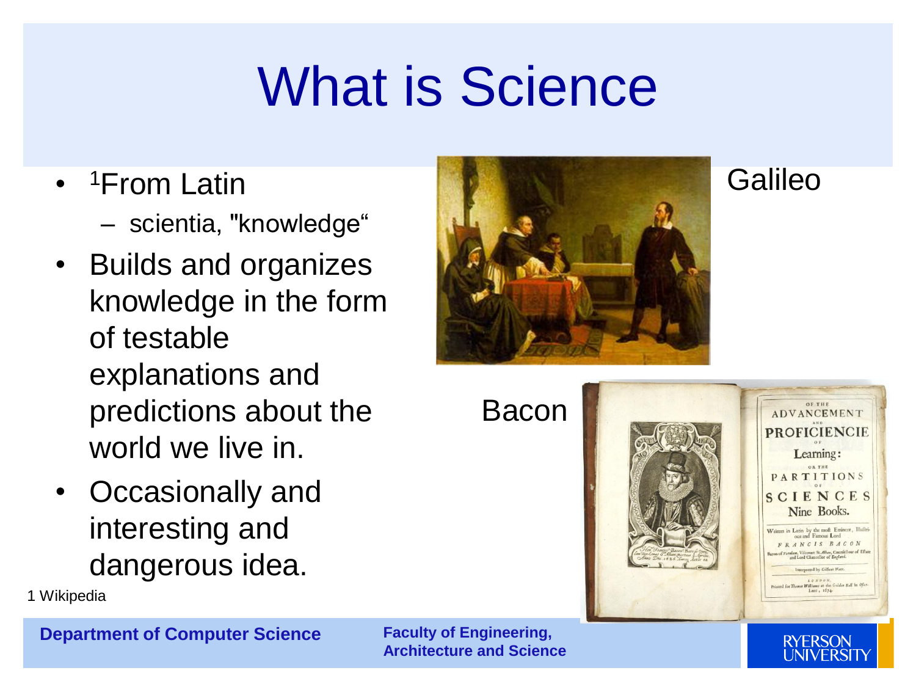# What is Science

- [1]From Latin
  - scientia, "knowledge"
- Builds and organizes knowledge in the form of testable explanations and predictions about the world we live in.
- Occasionally and interesting and dangerous idea.

1 Wikipedia

Galileo

Bacon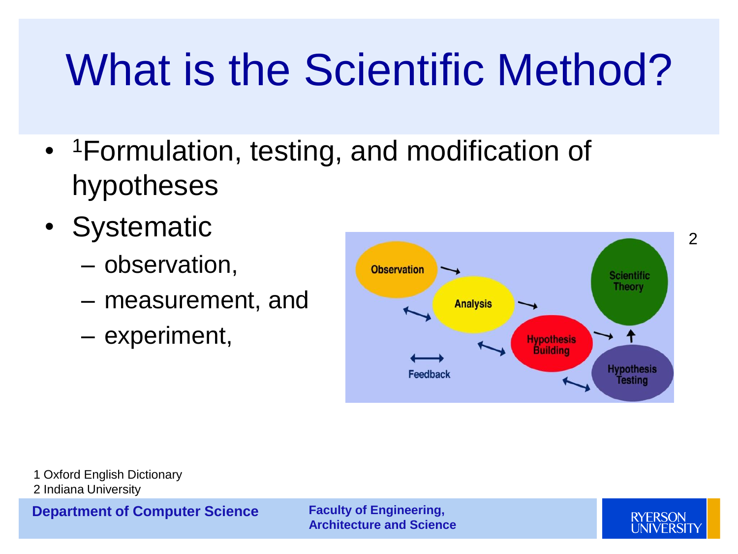# What is the Scientific Method?

- [1]Formulation, testing, and modification of hypotheses
- Systematic
  - observation,
  - measurement, and
  - experiment,

1 Oxford English Dictionary
2 Indiana University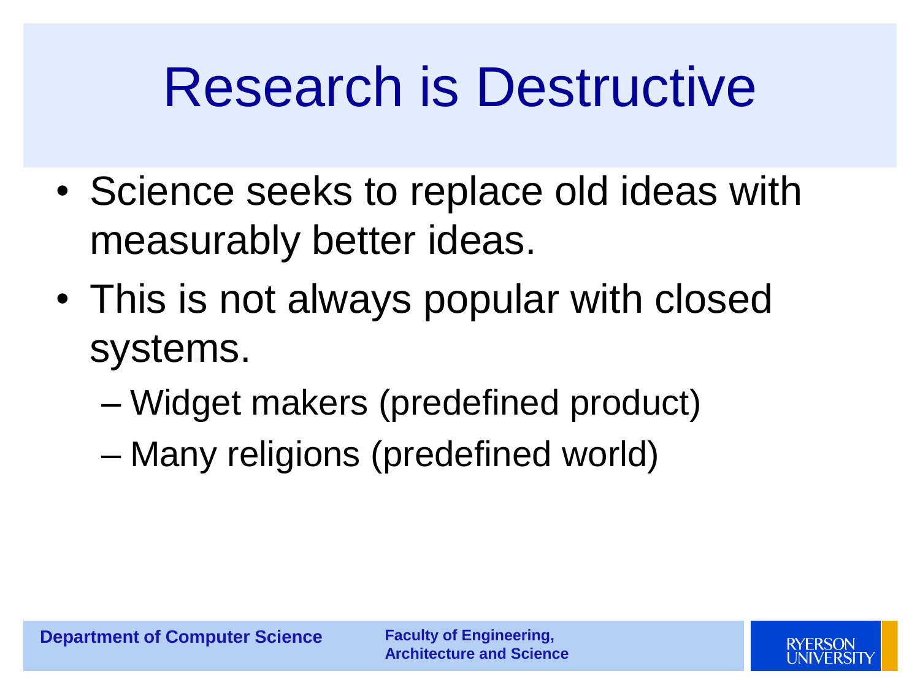# Research is Destructive

- Science seeks to replace old ideas with measurably better ideas.
- This is not always popular with closed systems.
  - Widget makers (predefined product)
  - Many religions (predefined world)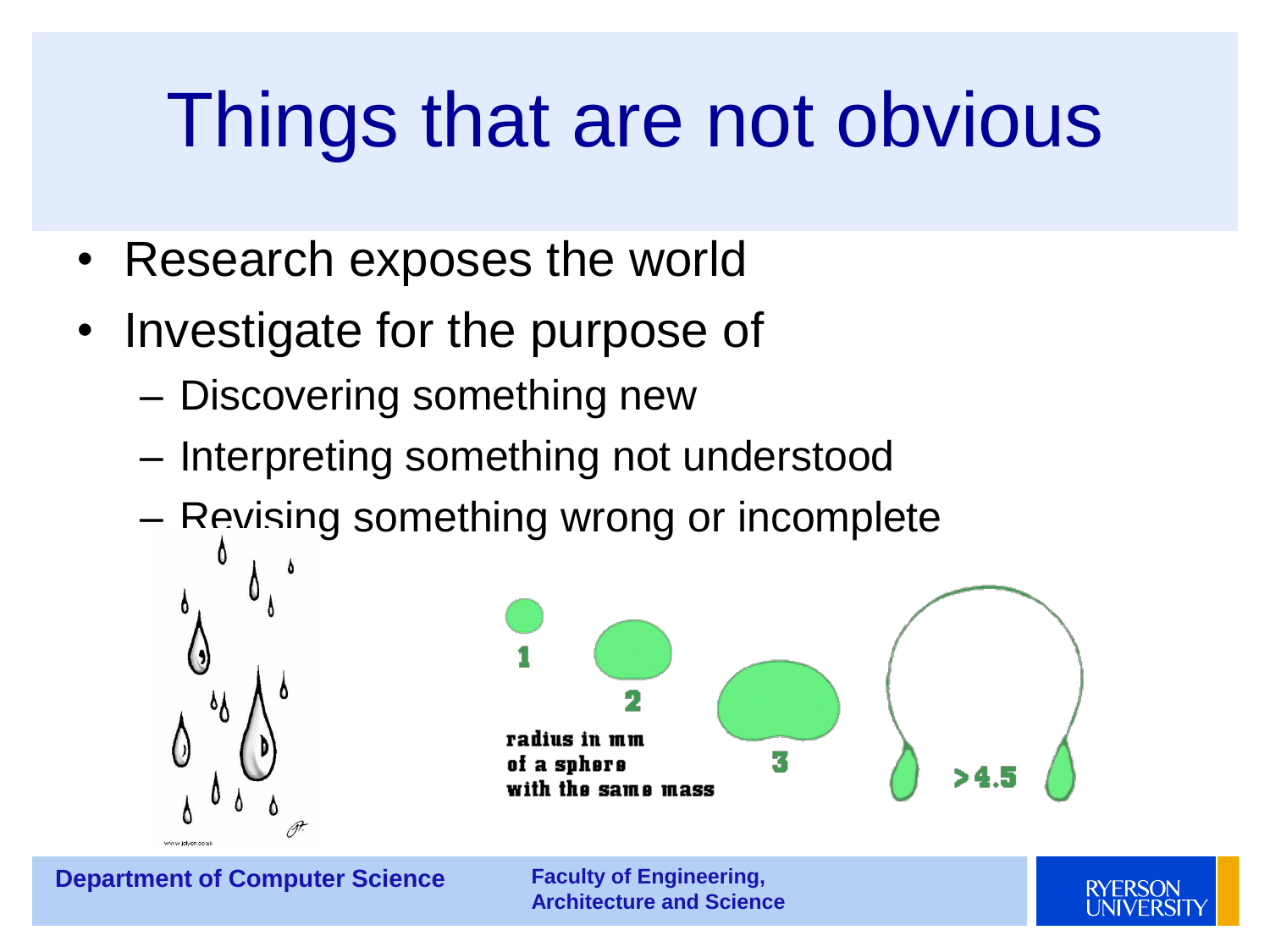# Things that are not obvious

- Research exposes the world
- Investigate for the purpose of
  - Discovering something new
  - Interpreting something not understood
  - Revising something wrong or incomplete

1

2

radius in mm of a sphere with the same mass

3

>4.5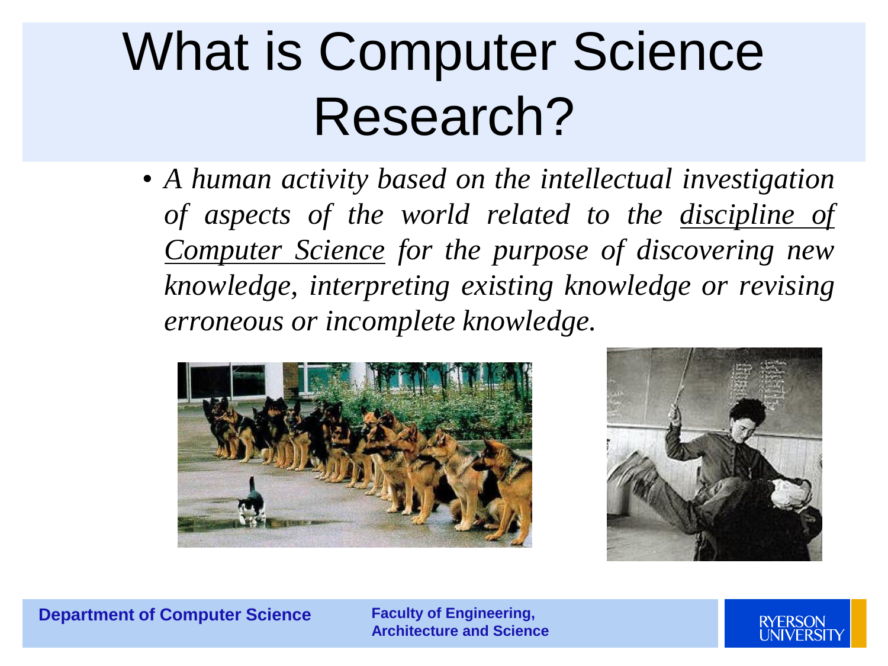# What is Computer Science Research?

- *A human activity based on the intellectual investigation of aspects of the world related to the <u>discipline of Computer Science</u> for the purpose of discovering new knowledge, interpreting existing knowledge or revising erroneous or incomplete knowledge.*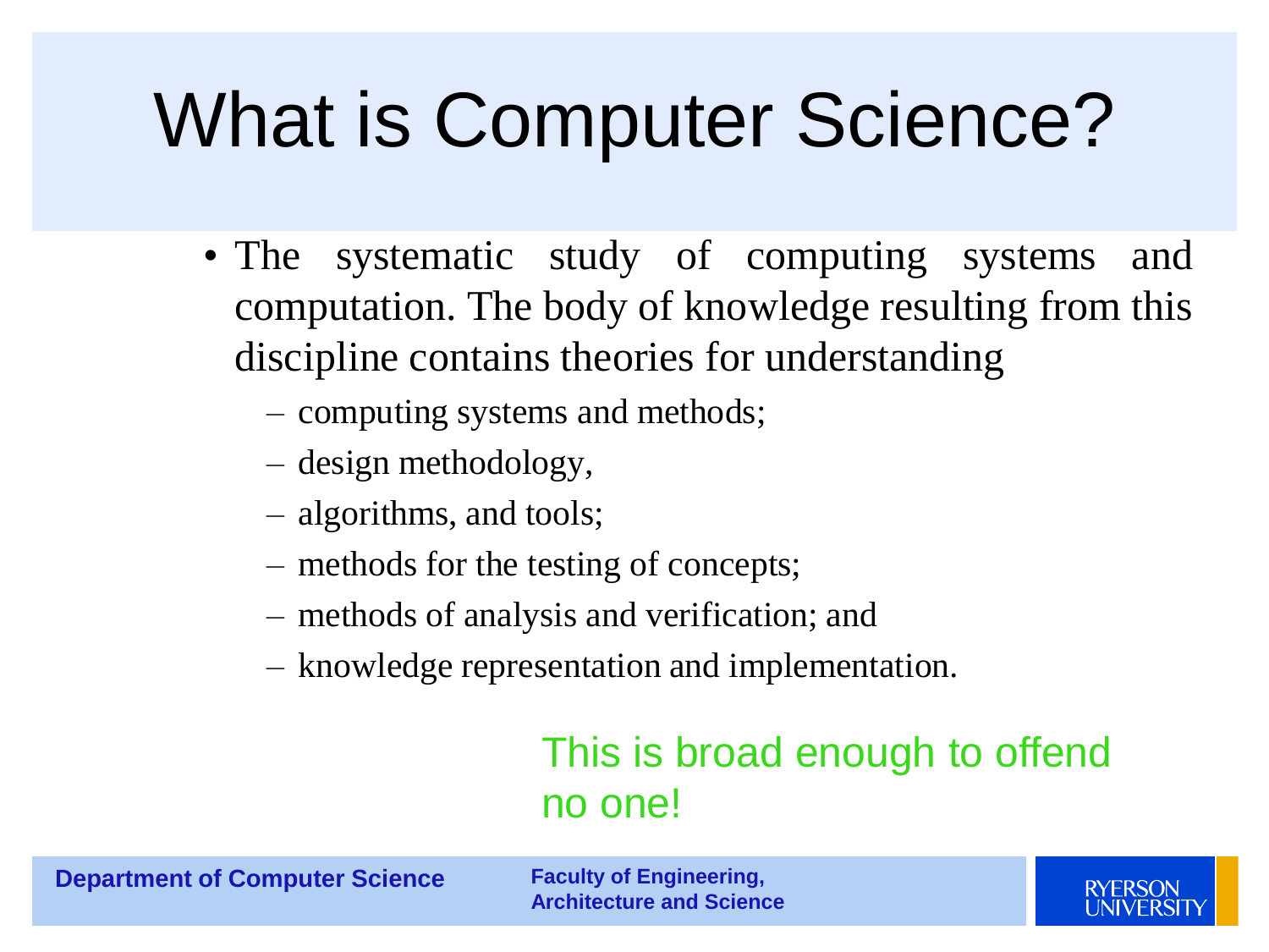# What is Computer Science?

- The systematic study of computing systems and computation. The body of knowledge resulting from this discipline contains theories for understanding
  - computing systems and methods;
  - design methodology,
  - algorithms, and tools;
  - methods for the testing of concepts;
  - methods of analysis and verification; and
  - knowledge representation and implementation.

This is broad enough to offend no one!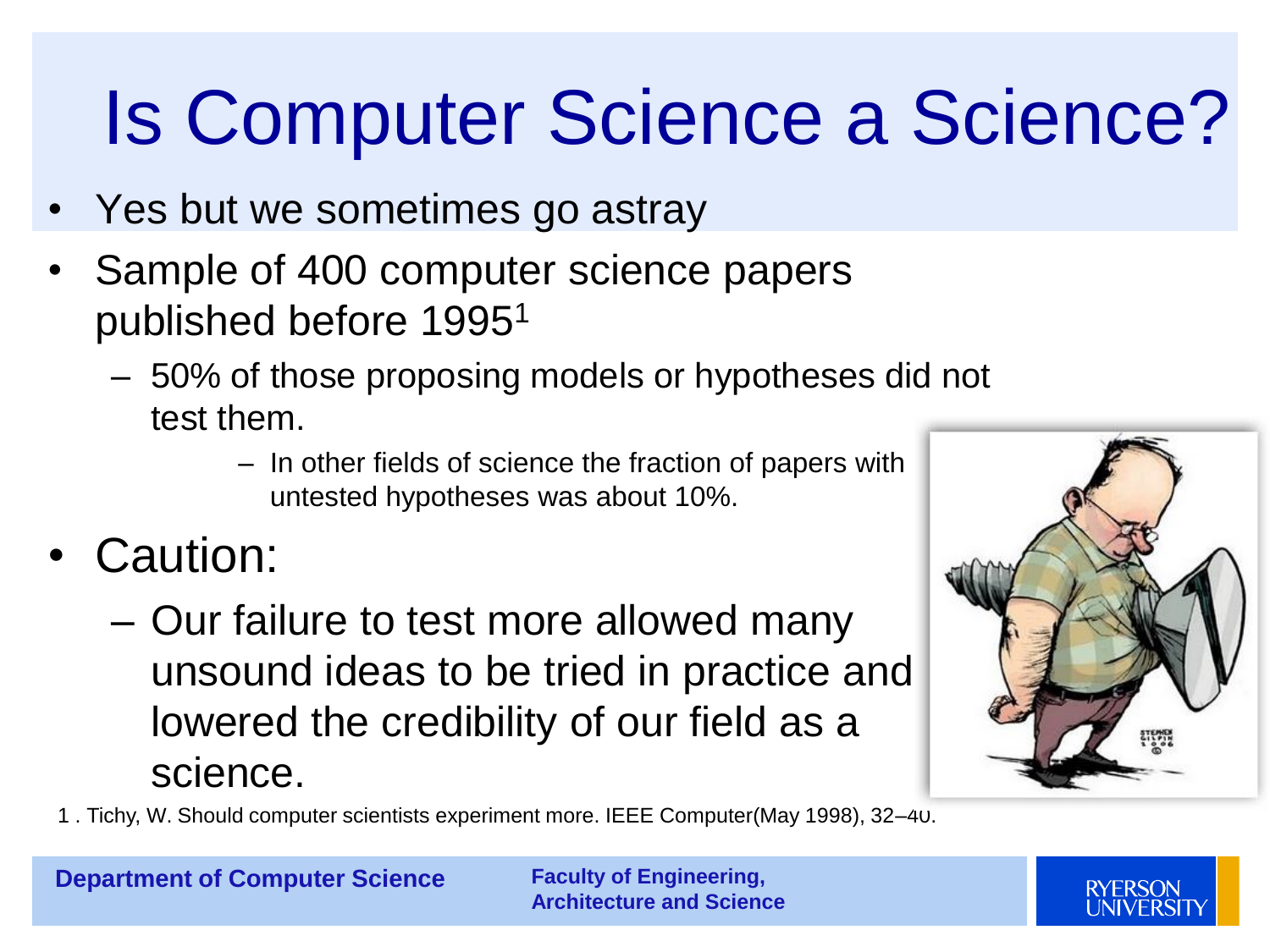# Is Computer Science a Science?

- Yes but we sometimes go astray
- Sample of 400 computer science papers published before 1995[1]
  - 50% of those proposing models or hypotheses did not test them.
    - In other fields of science the fraction of papers with untested hypotheses was about 10%.
- Caution:
  - Our failure to test more allowed many unsound ideas to be tried in practice and lowered the credibility of our field as a science.

1 . Tichy, W. Should computer scientists experiment more. IEEE Computer(May 1998), 32–40.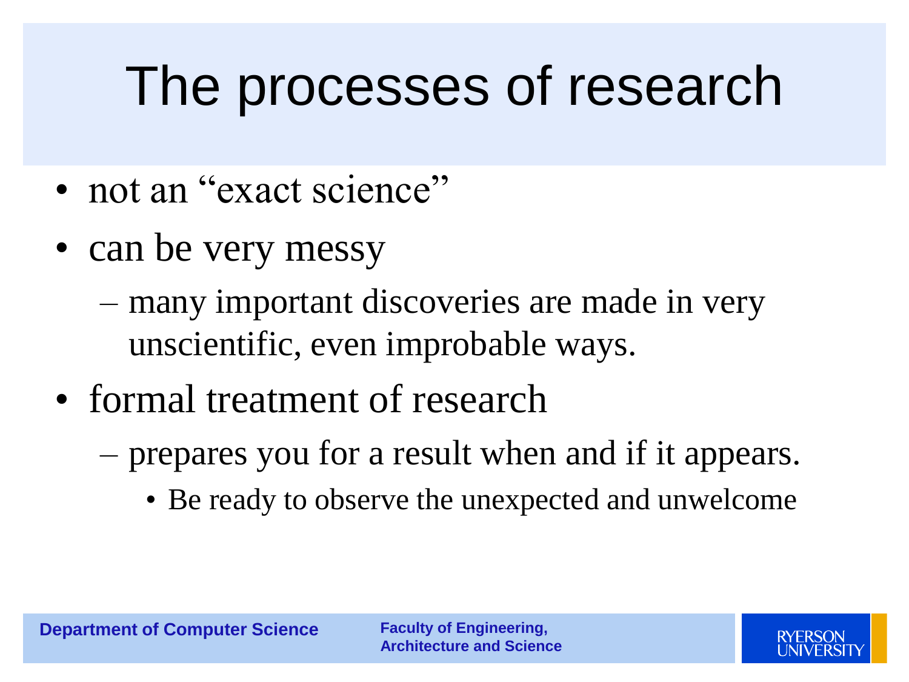# The processes of research

- not an "exact science"
- can be very messy
  - many important discoveries are made in very unscientific, even improbable ways.
- formal treatment of research
  - prepares you for a result when and if it appears.
    - Be ready to observe the unexpected and unwelcome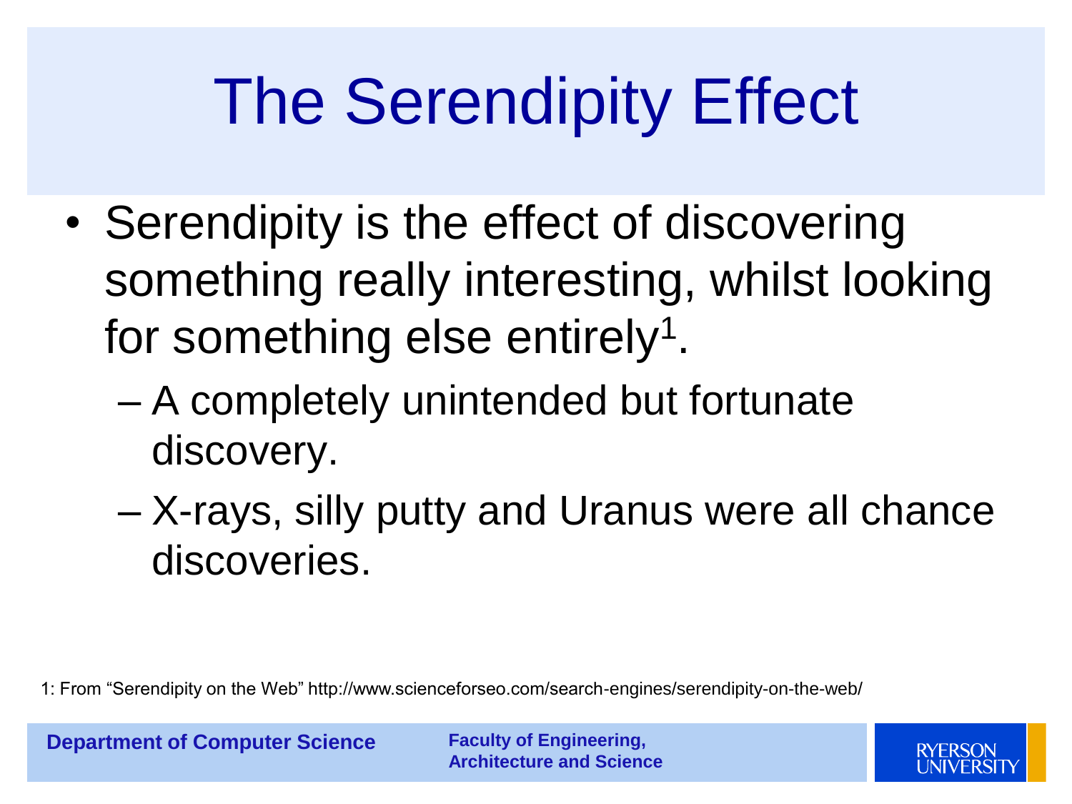# The Serendipity Effect

- Serendipity is the effect of discovering something really interesting, whilst looking for something else entirely[1].
  - A completely unintended but fortunate discovery.
  - X-rays, silly putty and Uranus were all chance discoveries.

1: From "Serendipity on the Web" http://www.scienceforseo.com/search-engines/serendipity-on-the-web/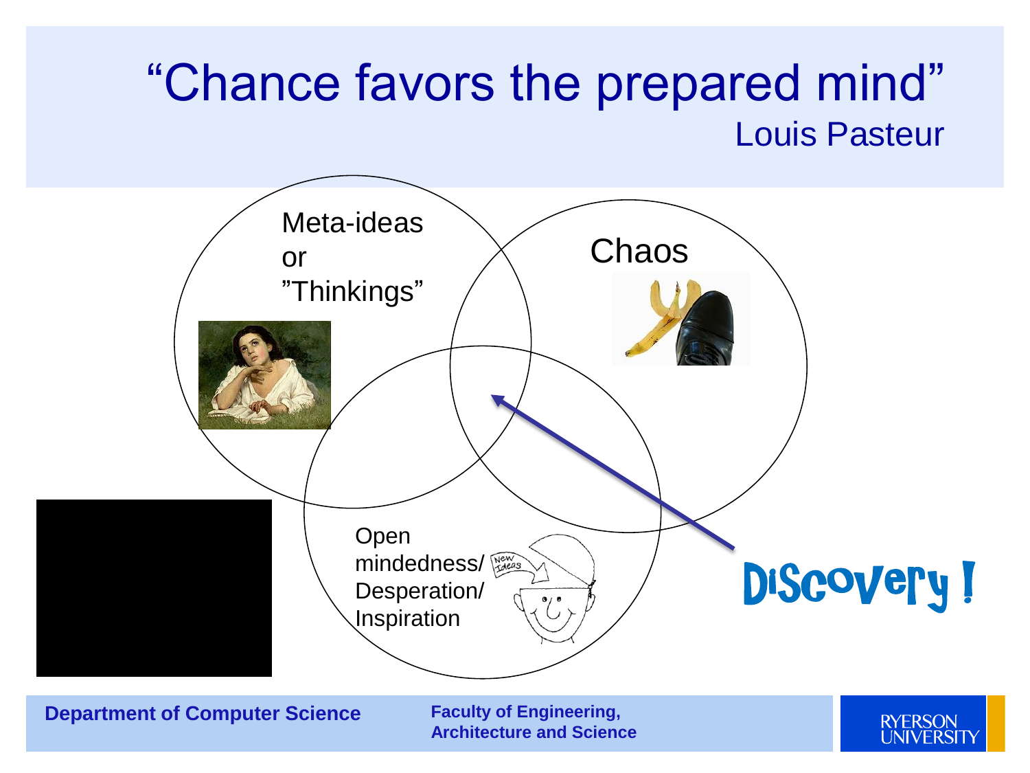# "Chance favors the prepared mind"

Louis Pasteur

Meta-ideas or "Thinkings"

Chaos

Open mindedness/ Desperation/ Inspiration

Discovery !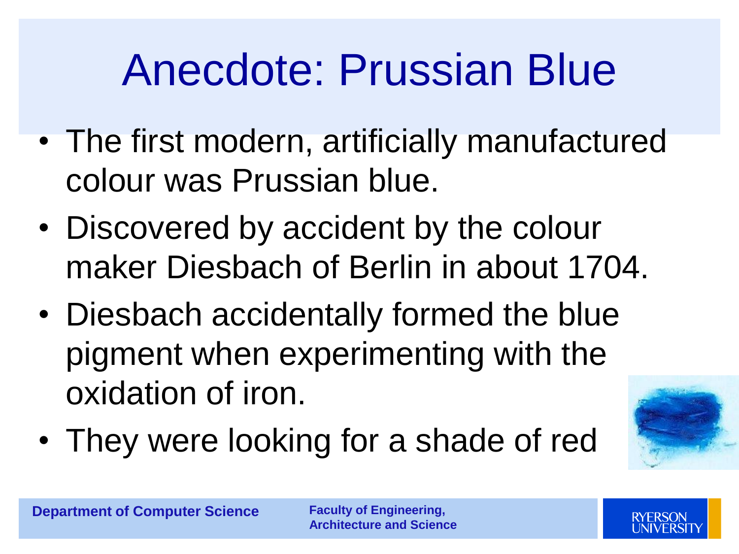# Anecdote: Prussian Blue

- The first modern, artificially manufactured colour was Prussian blue.
- Discovered by accident by the colour maker Diesbach of Berlin in about 1704.
- Diesbach accidentally formed the blue pigment when experimenting with the oxidation of iron.
- They were looking for a shade of red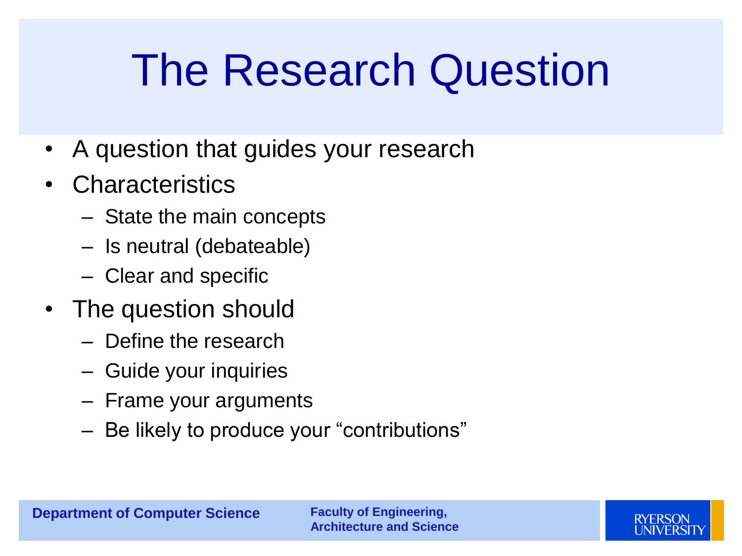# The Research Question

- A question that guides your research
- Characteristics
  - State the main concepts
  - Is neutral (debateable)
  - Clear and specific
- The question should
  - Define the research
  - Guide your inquiries
  - Frame your arguments
  - Be likely to produce your “contributions”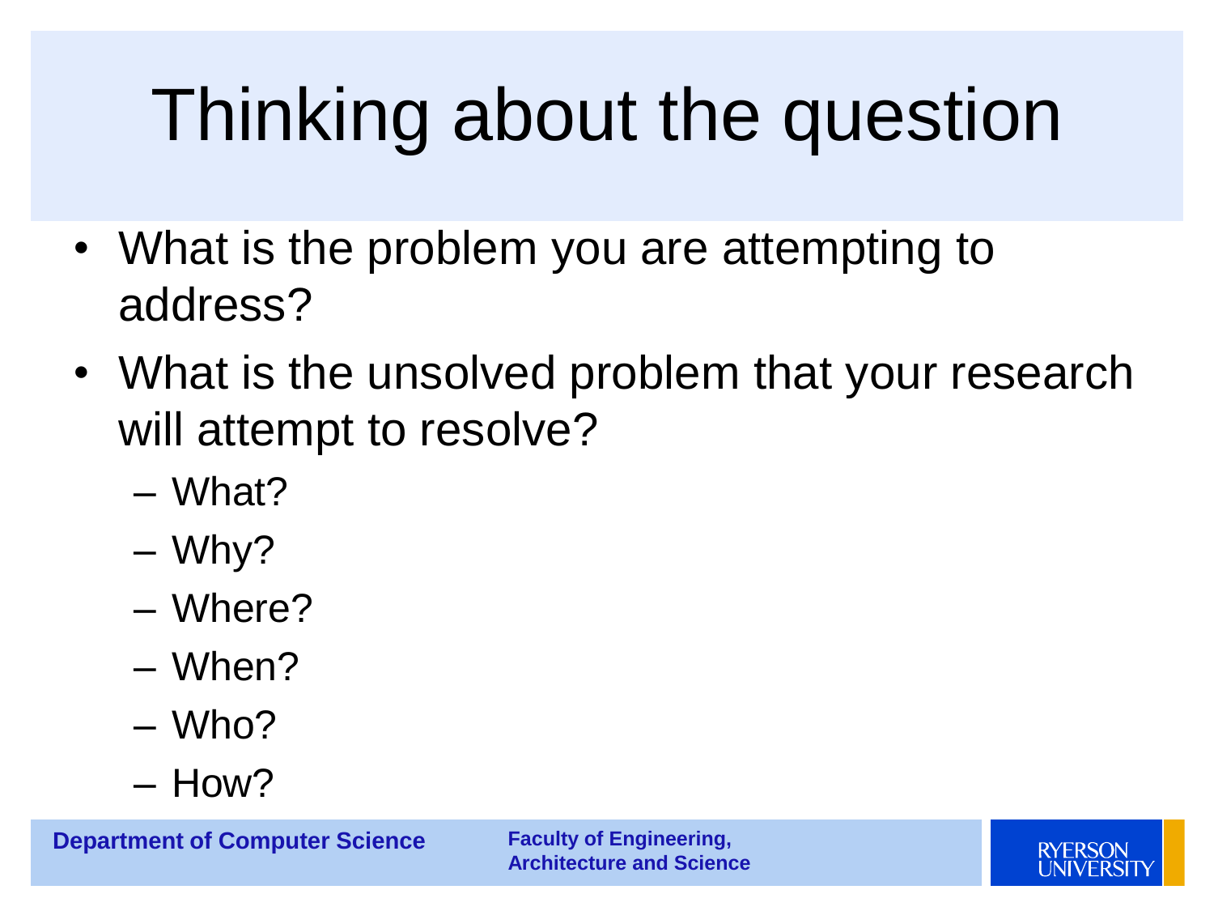# Thinking about the question

- What is the problem you are attempting to address?
- What is the unsolved problem that your research will attempt to resolve?
  - What?
  - Why?
  - Where?
  - When?
  - Who?
  - How?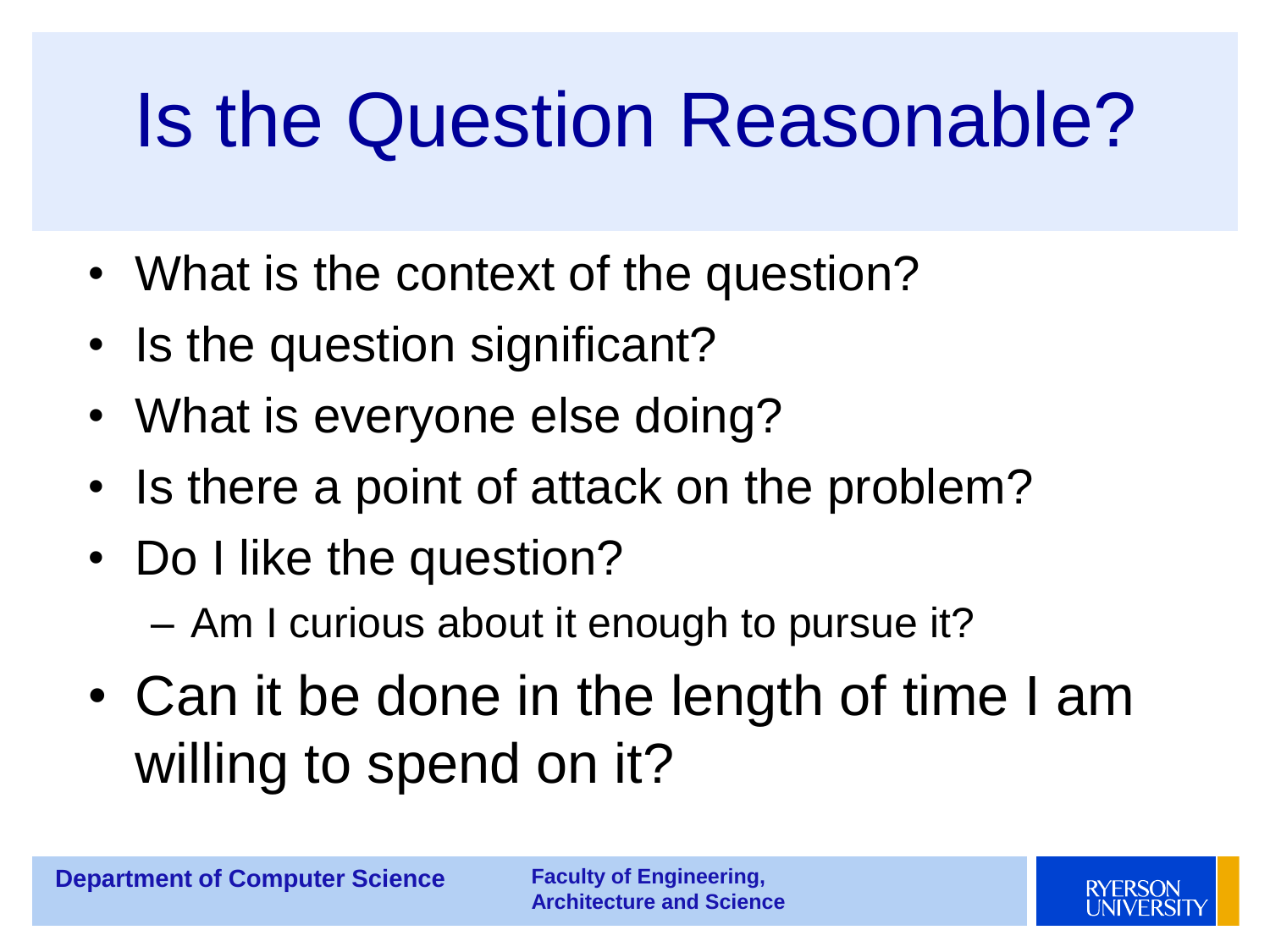# Is the Question Reasonable?

- What is the context of the question?
- Is the question significant?
- What is everyone else doing?
- Is there a point of attack on the problem?
- Do I like the question?
  - Am I curious about it enough to pursue it?
- Can it be done in the length of time I am willing to spend on it?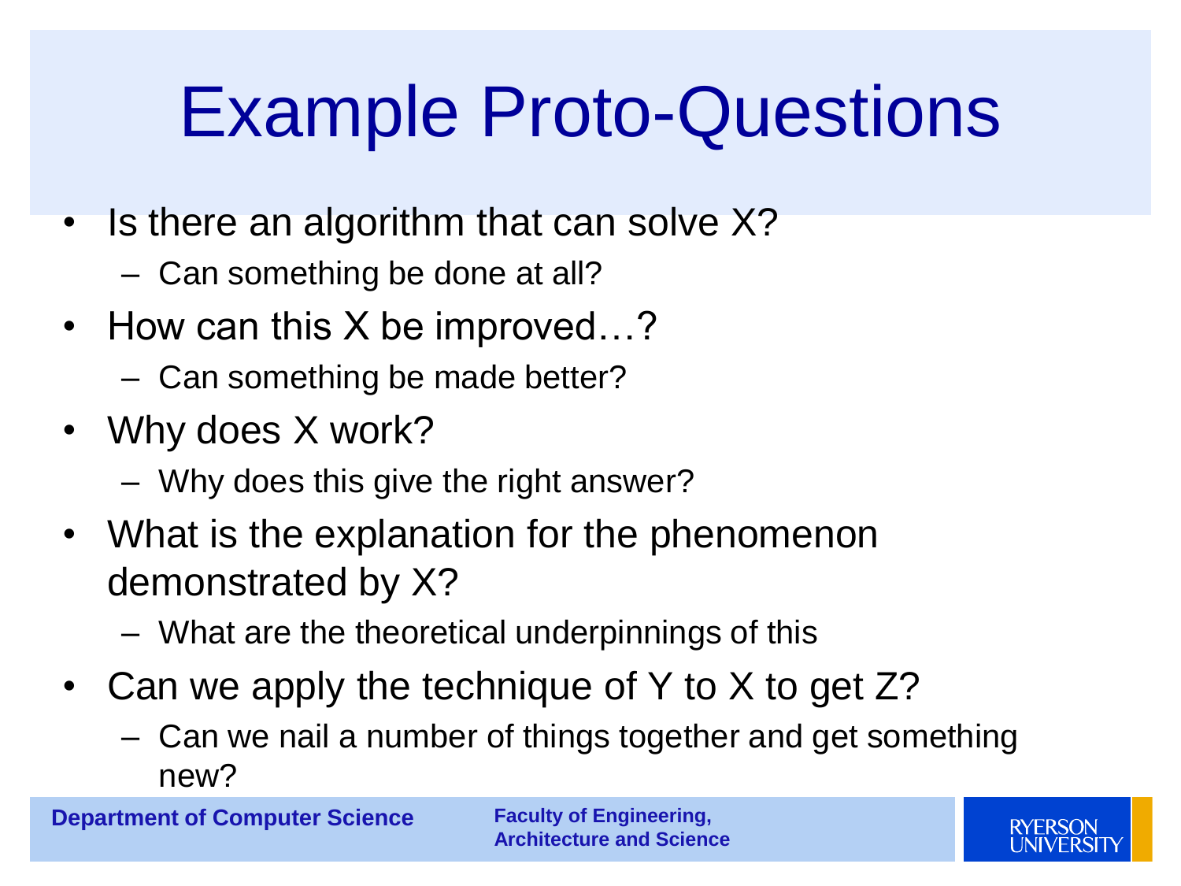# Example Proto-Questions

- Is there an algorithm that can solve X?
  - Can something be done at all?
- How can this X be improved…?
  - Can something be made better?
- Why does X work?
  - Why does this give the right answer?
- What is the explanation for the phenomenon demonstrated by X?
  - What are the theoretical underpinnings of this
- Can we apply the technique of Y to X to get Z?
  - Can we nail a number of things together and get something new?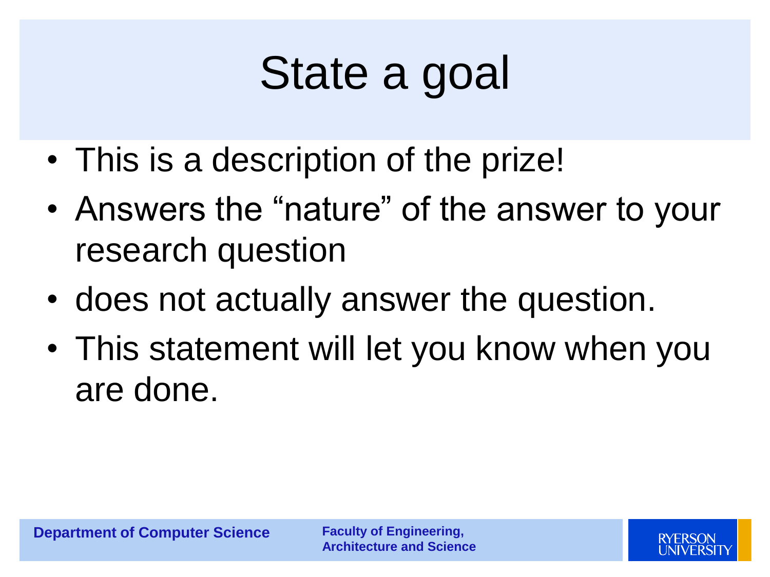# State a goal

- This is a description of the prize!
- Answers the “nature” of the answer to your research question
- does not actually answer the question.
- This statement will let you know when you are done.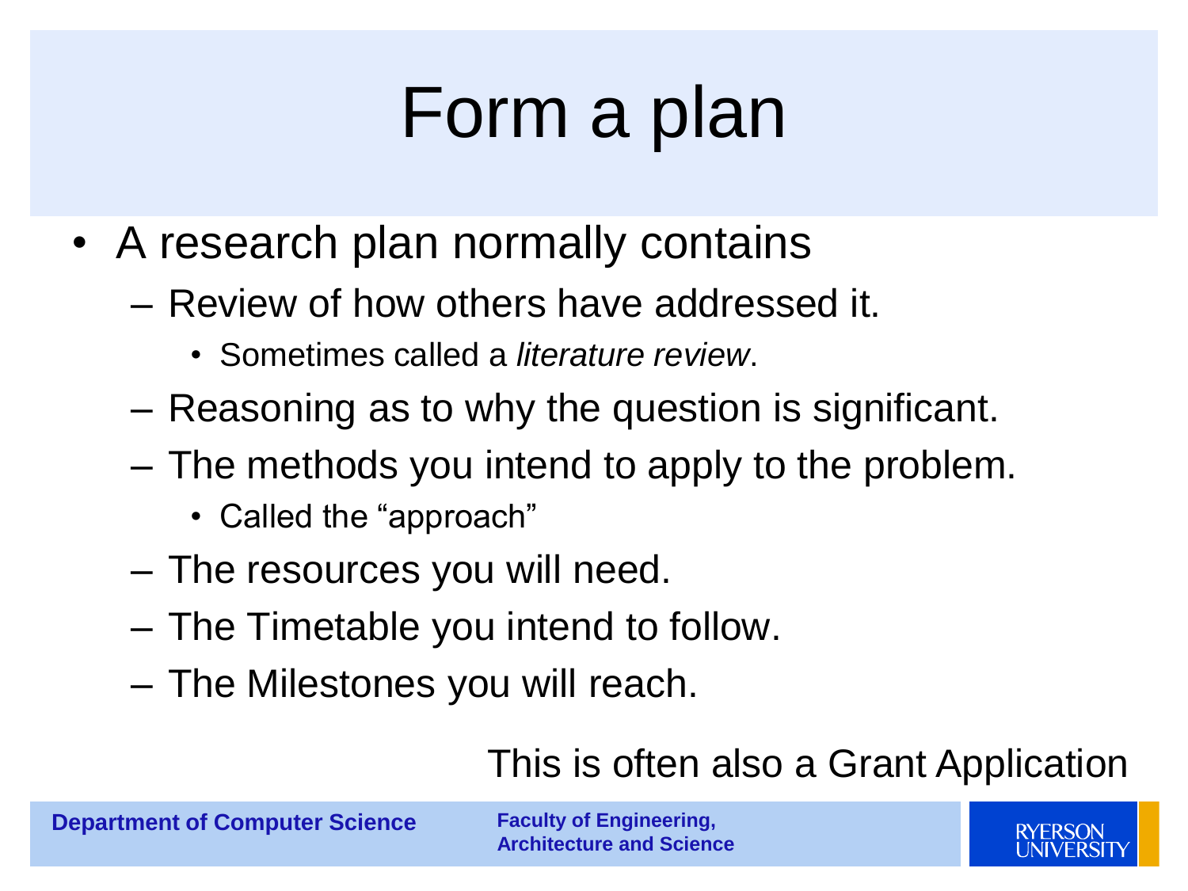# Form a plan

- A research plan normally contains
  - Review of how others have addressed it.
    - Sometimes called a *literature review*.
  - Reasoning as to why the question is significant.
  - The methods you intend to apply to the problem.
    - Called the “approach”
  - The resources you will need.
  - The Timetable you intend to follow.
  - The Milestones you will reach.

This is often also a Grant Application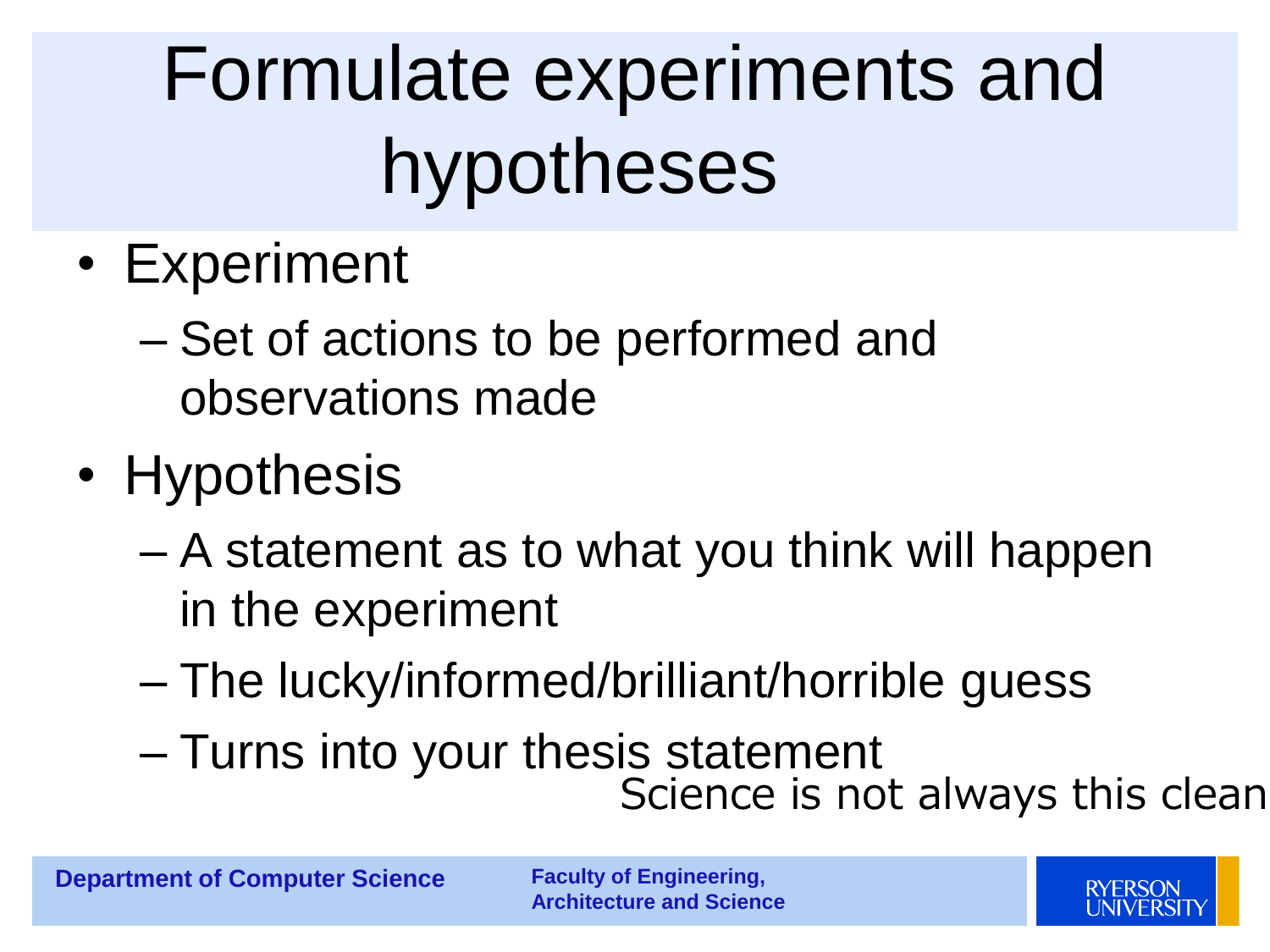# Formulate experiments and hypotheses

- Experiment
  - Set of actions to be performed and observations made
- Hypothesis
  - A statement as to what you think will happen in the experiment
  - The lucky/informed/brilliant/horrible guess
  - Turns into your thesis statement

Science is not always this clean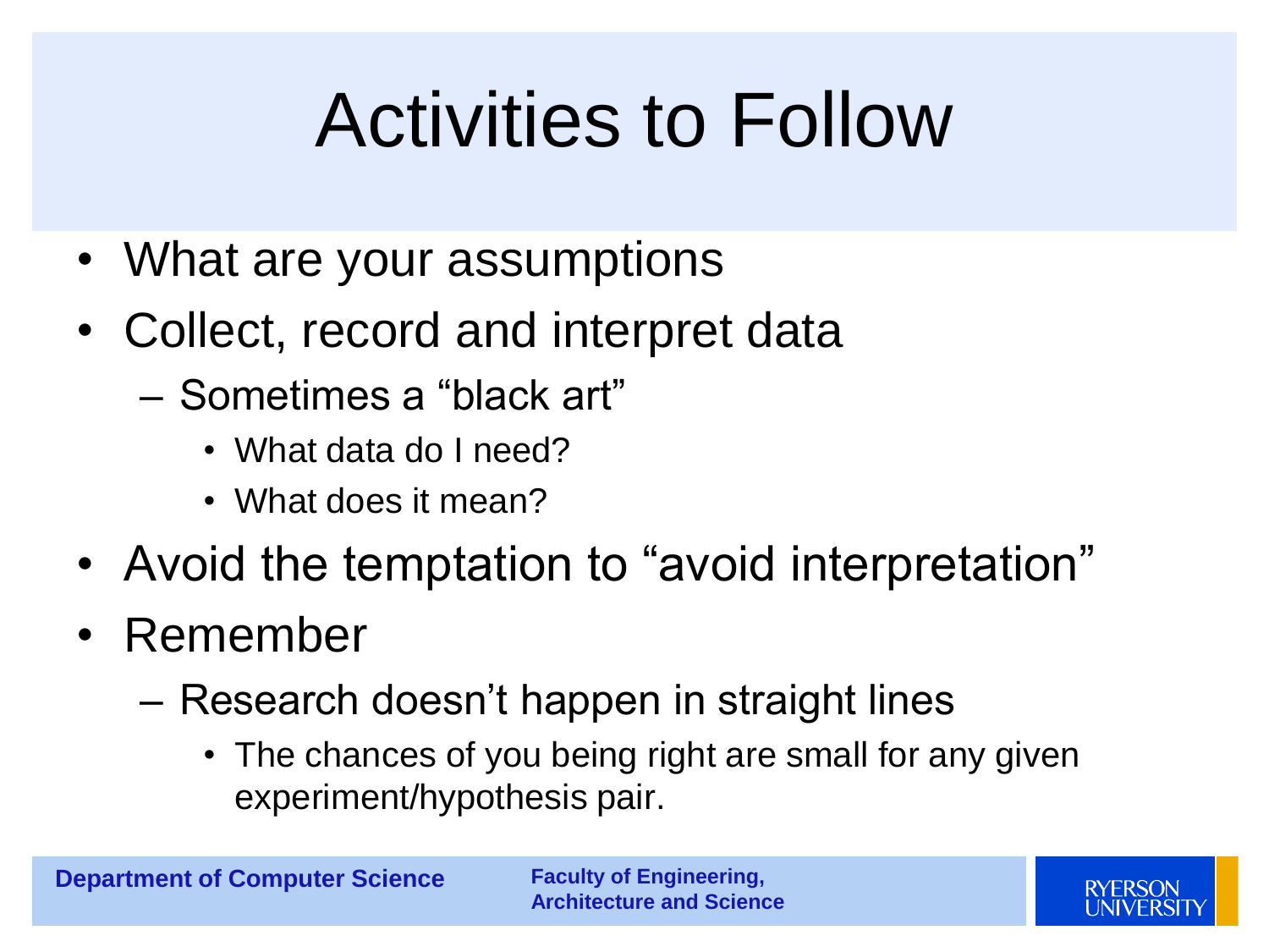# Activities to Follow

- What are your assumptions
- Collect, record and interpret data
  - Sometimes a “black art”
    - What data do I need?
    - What does it mean?
- Avoid the temptation to “avoid interpretation”
- Remember
  - Research doesn’t happen in straight lines
    - The chances of you being right are small for any given experiment/hypothesis pair.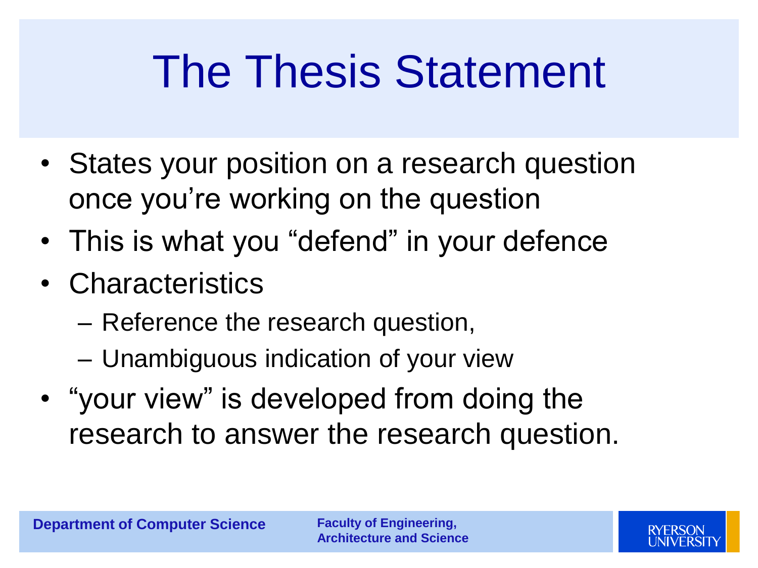# The Thesis Statement

- States your position on a research question once you're working on the question
- This is what you "defend" in your defence
- Characteristics
  - Reference the research question,
  - Unambiguous indication of your view
- "your view" is developed from doing the research to answer the research question.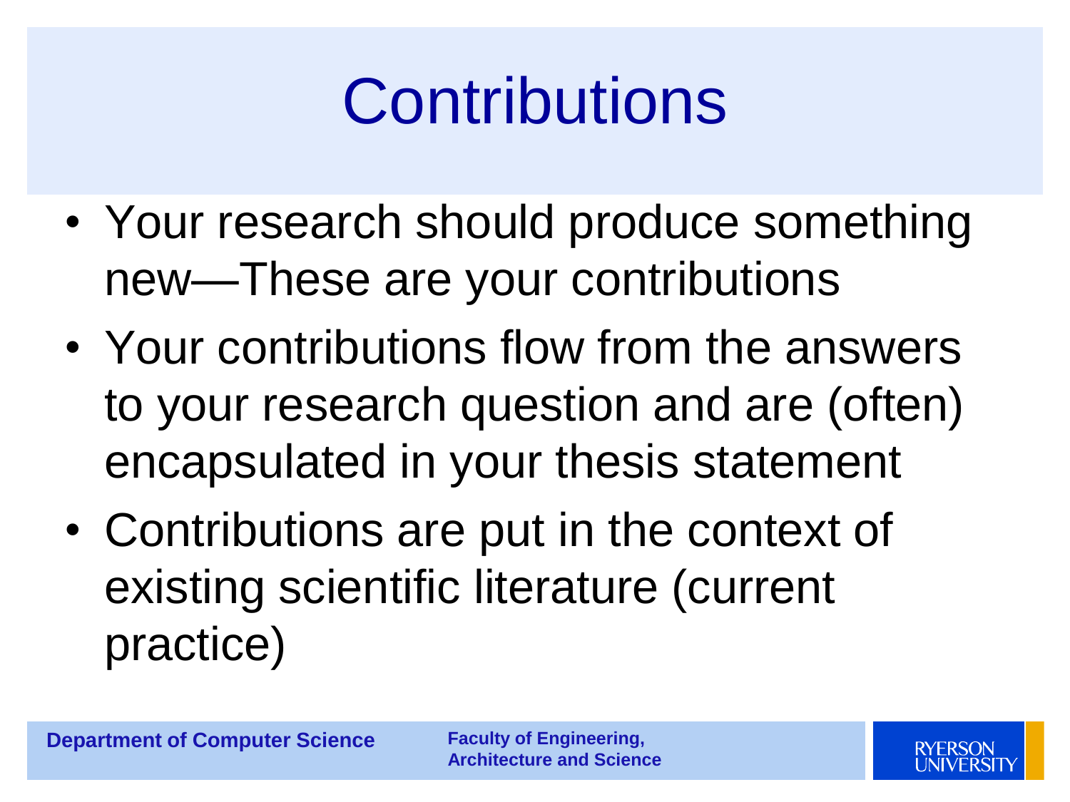# Contributions

- Your research should produce something new—These are your contributions
- Your contributions flow from the answers to your research question and are (often) encapsulated in your thesis statement
- Contributions are put in the context of existing scientific literature (current practice)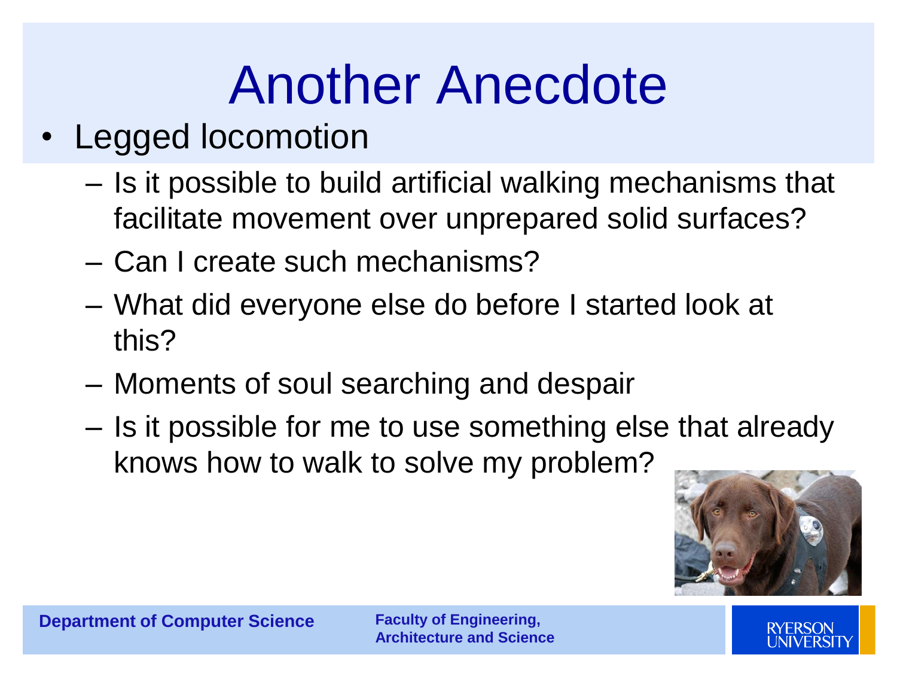# Another Anecdote

- Legged locomotion
  - Is it possible to build artificial walking mechanisms that facilitate movement over unprepared solid surfaces?
  - Can I create such mechanisms?
  - What did everyone else do before I started look at this?
  - Moments of soul searching and despair
  - Is it possible for me to use something else that already knows how to walk to solve my problem?